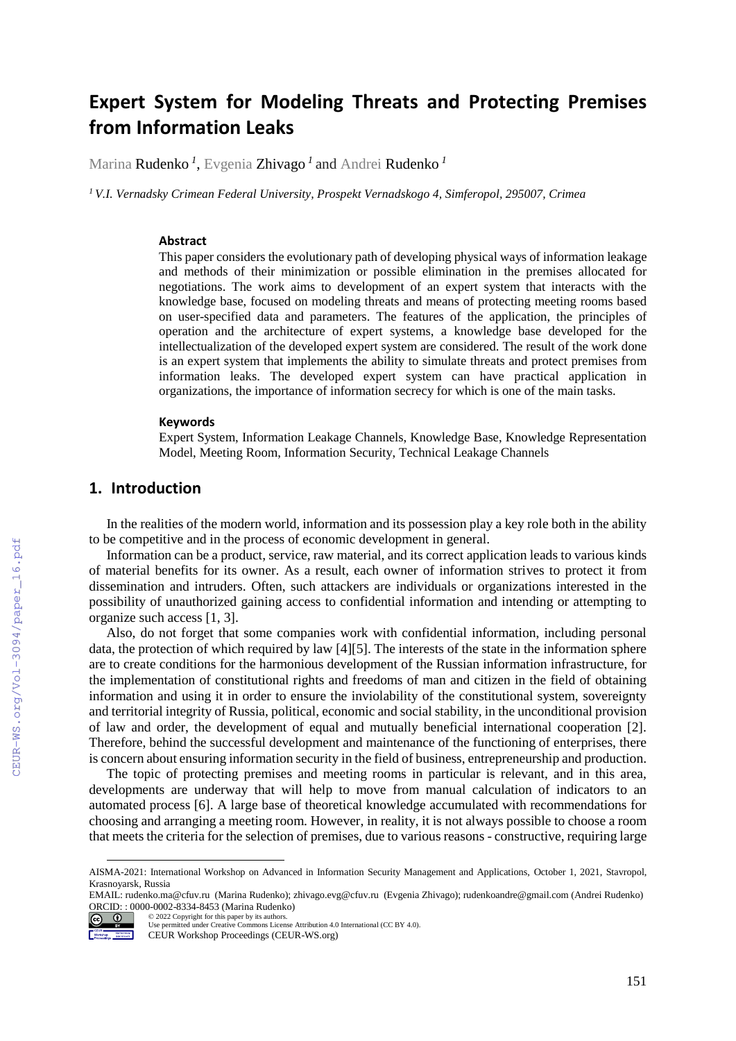# Expert System for Modeling Threats and Protecting Premises from Information Leaks

Marina Rudenko [1], Evgenia Zhivago [1] and Andrei Rudenko [1]

[1] *V.I. Vernadsky Crimean Federal University, Prospekt Vernadskogo 4, Simferopol, 295007, Crimea*

### Abstract

This paper considers the evolutionary path of developing physical ways of information leakage and methods of their minimization or possible elimination in the premises allocated for negotiations. The work aims to development of an expert system that interacts with the knowledge base, focused on modeling threats and means of protecting meeting rooms based on user-specified data and parameters. The features of the application, the principles of operation and the architecture of expert systems, a knowledge base developed for the intellectualization of the developed expert system are considered. The result of the work done is an expert system that implements the ability to simulate threats and protect premises from information leaks. The developed expert system can have practical application in organizations, the importance of information secrecy for which is one of the main tasks.

### Keywords

Expert System, Information Leakage Channels, Knowledge Base, Knowledge Representation Model, Meeting Room, Information Security, Technical Leakage Channels

## 1. Introduction

In the realities of the modern world, information and its possession play a key role both in the ability to be competitive and in the process of economic development in general.

Information can be a product, service, raw material, and its correct application leads to various kinds of material benefits for its owner. As a result, each owner of information strives to protect it from dissemination and intruders. Often, such attackers are individuals or organizations interested in the possibility of unauthorized gaining access to confidential information and intending or attempting to organize such access [1, 3].

Also, do not forget that some companies work with confidential information, including personal data, the protection of which required by law [4][5]. The interests of the state in the information sphere are to create conditions for the harmonious development of the Russian information infrastructure, for the implementation of constitutional rights and freedoms of man and citizen in the field of obtaining information and using it in order to ensure the inviolability of the constitutional system, sovereignty and territorial integrity of Russia, political, economic and social stability, in the unconditional provision of law and order, the development of equal and mutually beneficial international cooperation [2]. Therefore, behind the successful development and maintenance of the functioning of enterprises, there is concern about ensuring information security in the field of business, entrepreneurship and production.

The topic of protecting premises and meeting rooms in particular is relevant, and in this area, developments are underway that will help to move from manual calculation of indicators to an automated process [6]. A large base of theoretical knowledge accumulated with recommendations for choosing and arranging a meeting room. However, in reality, it is not always possible to choose a room that meets the criteria for the selection of premises, due to various reasons - constructive, requiring large

---

AISMA-2021: International Workshop on Advanced in Information Security Management and Applications, October 1, 2021, Stavropol, Krasnoyarsk, Russia
EMAIL: rudenko.ma@cfuv.ru (Marina Rudenko); zhivago.evg@cfuv.ru (Evgenia Zhivago); rudenkoandre@gmail.com (Andrei Rudenko)
ORCID: : 0000-0002-8334-8453 (Marina Rudenko)
© 2022 Copyright for this paper by its authors.
Use permitted under Creative Commons License Attribution 4.0 International (CC BY 4.0).
CEUR Workshop Proceedings (CEUR-WS.org)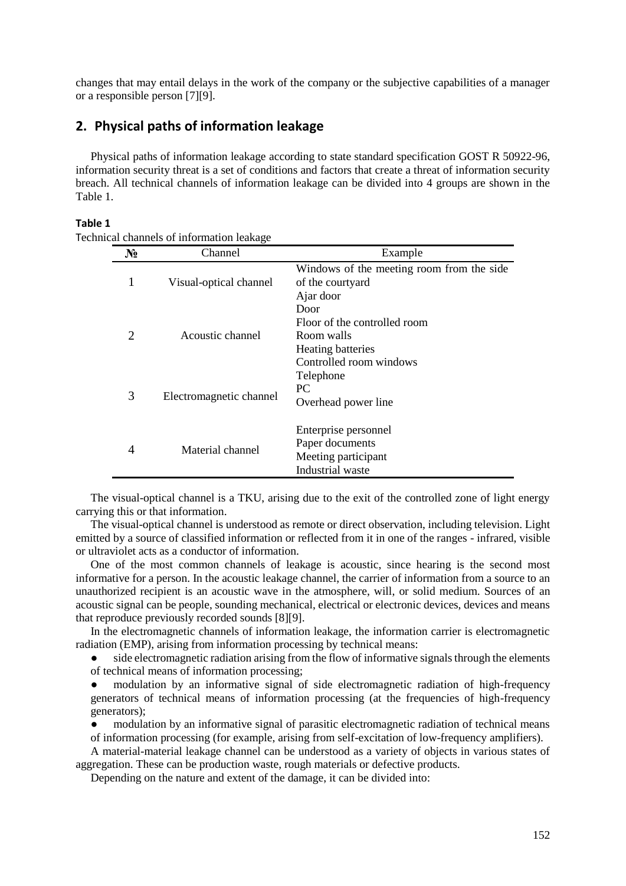changes that may entail delays in the work of the company or the subjective capabilities of a manager or a responsible person [7][9].

## 2. Physical paths of information leakage

Physical paths of information leakage according to state standard specification GOST R 50922-96, information security threat is a set of conditions and factors that create a threat of information security breach. All technical channels of information leakage can be divided into 4 groups are shown in the Table 1.

**Table 1**
Technical channels of information leakage

| № | Channel | Example |
|---|---|---|
| 1 | Visual-optical channel | Windows of the meeting room from the side of the courtyard<br>Ajar door |
| 2 | Acoustic channel | Door<br>Floor of the controlled room<br>Room walls<br>Heating batteries<br>Controlled room windows |
| 3 | Electromagnetic channel | Telephone<br>PC<br>Overhead power line |
| 4 | Material channel | Enterprise personnel<br>Paper documents<br>Meeting participant<br>Industrial waste |

The visual-optical channel is a TKU, arising due to the exit of the controlled zone of light energy carrying this or that information.

The visual-optical channel is understood as remote or direct observation, including television. Light emitted by a source of classified information or reflected from it in one of the ranges - infrared, visible or ultraviolet acts as a conductor of information.

One of the most common channels of leakage is acoustic, since hearing is the second most informative for a person. In the acoustic leakage channel, the carrier of information from a source to an unauthorized recipient is an acoustic wave in the atmosphere, will, or solid medium. Sources of an acoustic signal can be people, sounding mechanical, electrical or electronic devices, devices and means that reproduce previously recorded sounds [8][9].

In the electromagnetic channels of information leakage, the information carrier is electromagnetic radiation (EMP), arising from information processing by technical means:

- side electromagnetic radiation arising from the flow of informative signals through the elements of technical means of information processing;
- modulation by an informative signal of side electromagnetic radiation of high-frequency generators of technical means of information processing (at the frequencies of high-frequency generators);
- modulation by an informative signal of parasitic electromagnetic radiation of technical means of information processing (for example, arising from self-excitation of low-frequency amplifiers).

A material-material leakage channel can be understood as a variety of objects in various states of aggregation. These can be production waste, rough materials or defective products.

Depending on the nature and extent of the damage, it can be divided into: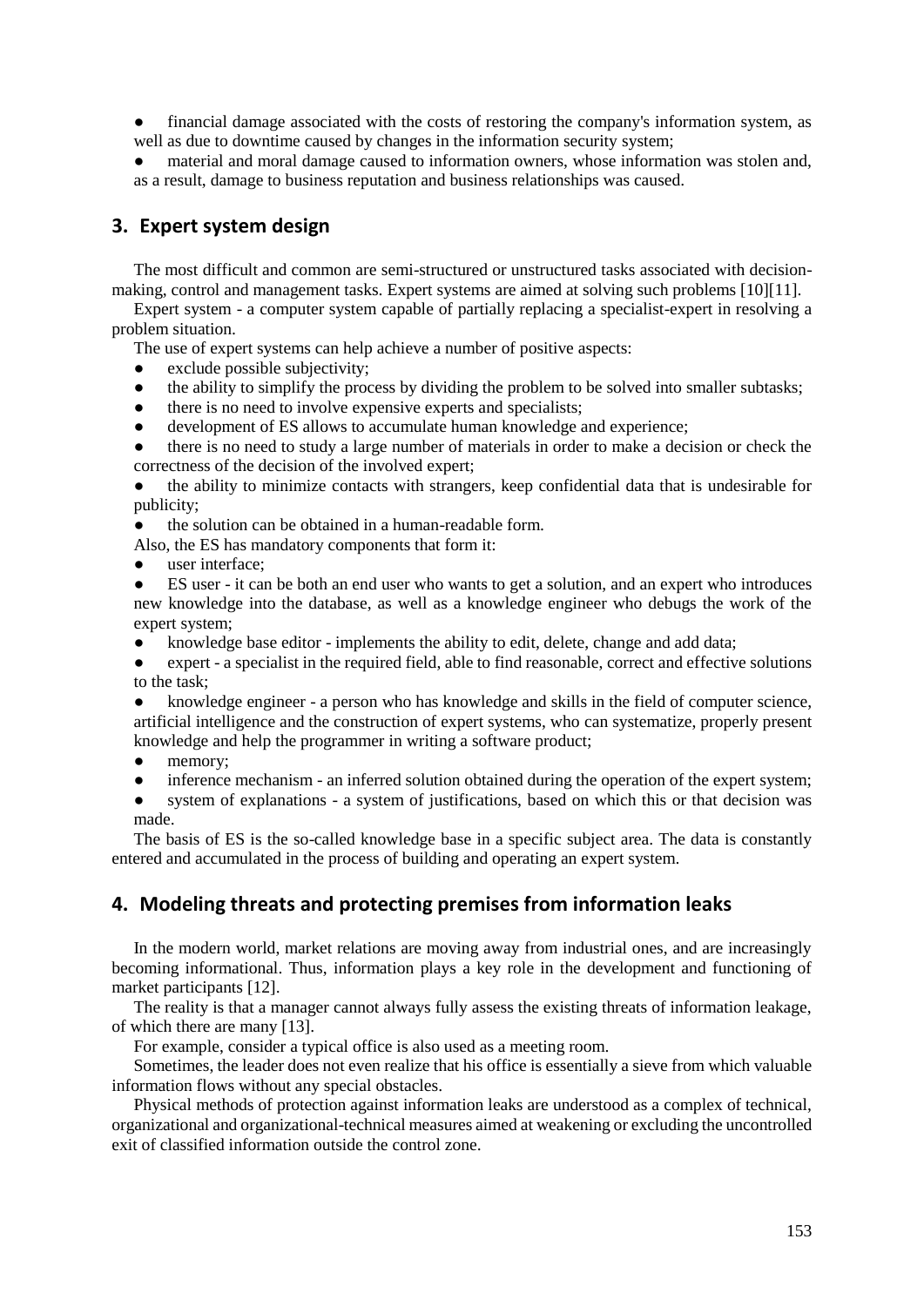- financial damage associated with the costs of restoring the company's information system, as well as due to downtime caused by changes in the information security system;
- material and moral damage caused to information owners, whose information was stolen and, as a result, damage to business reputation and business relationships was caused.

## 3. Expert system design

The most difficult and common are semi-structured or unstructured tasks associated with decision-making, control and management tasks. Expert systems are aimed at solving such problems [10][11].

Expert system - a computer system capable of partially replacing a specialist-expert in resolving a problem situation.

The use of expert systems can help achieve a number of positive aspects:

- exclude possible subjectivity;
- the ability to simplify the process by dividing the problem to be solved into smaller subtasks;
- there is no need to involve expensive experts and specialists;
- development of ES allows to accumulate human knowledge and experience;
- there is no need to study a large number of materials in order to make a decision or check the correctness of the decision of the involved expert;
- the ability to minimize contacts with strangers, keep confidential data that is undesirable for publicity;
- the solution can be obtained in a human-readable form.

Also, the ES has mandatory components that form it:

- user interface;
- ES user - it can be both an end user who wants to get a solution, and an expert who introduces new knowledge into the database, as well as a knowledge engineer who debugs the work of the expert system;
- knowledge base editor - implements the ability to edit, delete, change and add data;
- expert - a specialist in the required field, able to find reasonable, correct and effective solutions to the task;
- knowledge engineer - a person who has knowledge and skills in the field of computer science, artificial intelligence and the construction of expert systems, who can systematize, properly present knowledge and help the programmer in writing a software product;
- memory;
- inference mechanism - an inferred solution obtained during the operation of the expert system;
- system of explanations - a system of justifications, based on which this or that decision was made.

The basis of ES is the so-called knowledge base in a specific subject area. The data is constantly entered and accumulated in the process of building and operating an expert system.

## 4. Modeling threats and protecting premises from information leaks

In the modern world, market relations are moving away from industrial ones, and are increasingly becoming informational. Thus, information plays a key role in the development and functioning of market participants [12].

The reality is that a manager cannot always fully assess the existing threats of information leakage, of which there are many [13].

For example, consider a typical office is also used as a meeting room.

Sometimes, the leader does not even realize that his office is essentially a sieve from which valuable information flows without any special obstacles.

Physical methods of protection against information leaks are understood as a complex of technical, organizational and organizational-technical measures aimed at weakening or excluding the uncontrolled exit of classified information outside the control zone.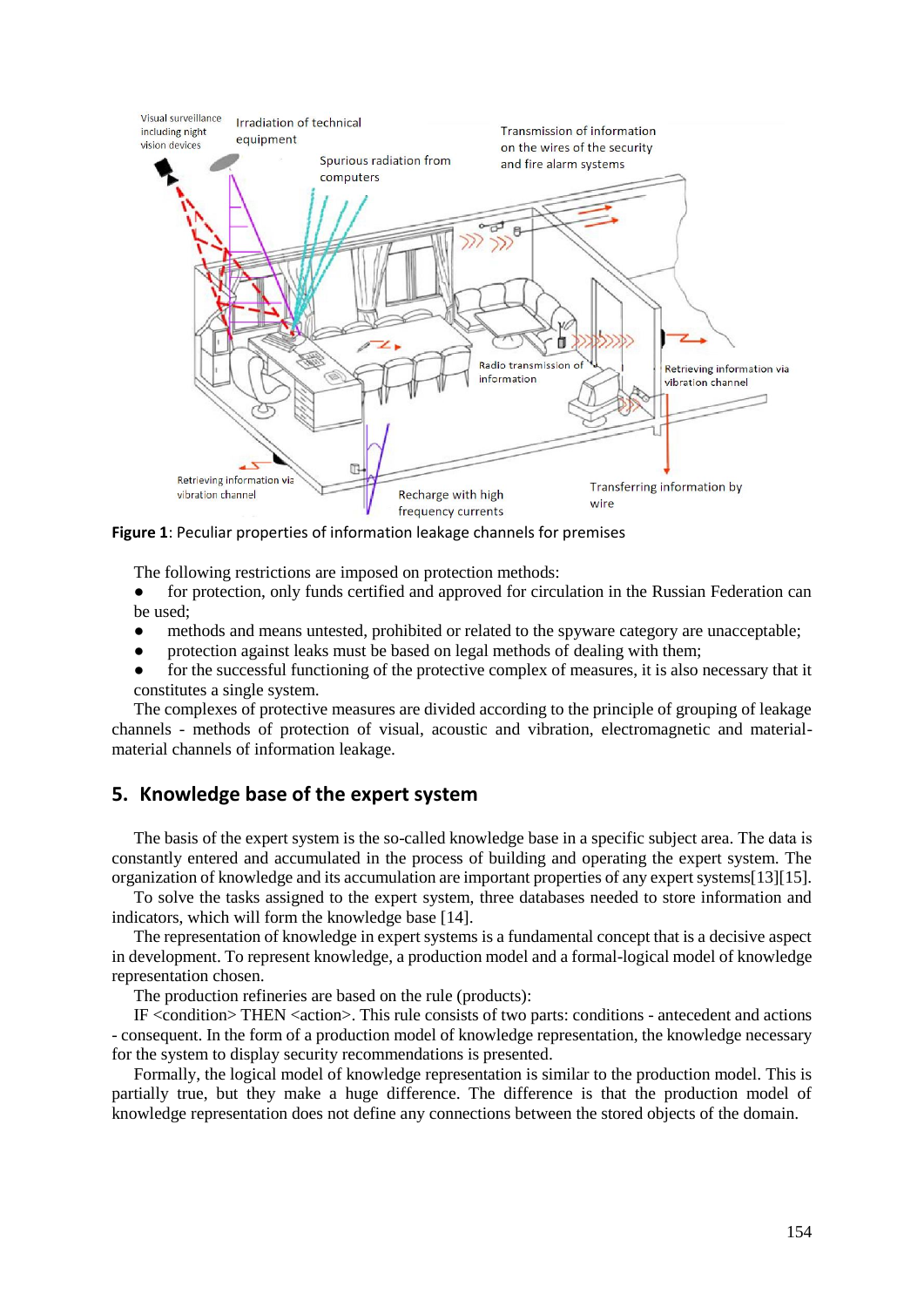**Figure 1**: Peculiar properties of information leakage channels for premises

The following restrictions are imposed on protection methods:

- for protection, only funds certified and approved for circulation in the Russian Federation can be used;
- methods and means untested, prohibited or related to the spyware category are unacceptable;
- protection against leaks must be based on legal methods of dealing with them;
- for the successful functioning of the protective complex of measures, it is also necessary that it constitutes a single system.

The complexes of protective measures are divided according to the principle of grouping of leakage channels - methods of protection of visual, acoustic and vibration, electromagnetic and material-material channels of information leakage.

## 5. Knowledge base of the expert system

The basis of the expert system is the so-called knowledge base in a specific subject area. The data is constantly entered and accumulated in the process of building and operating the expert system. The organization of knowledge and its accumulation are important properties of any expert systems[13][15].

To solve the tasks assigned to the expert system, three databases needed to store information and indicators, which will form the knowledge base [14].

The representation of knowledge in expert systems is a fundamental concept that is a decisive aspect in development. To represent knowledge, a production model and a formal-logical model of knowledge representation chosen.

The production refineries are based on the rule (products):

IF <condition> THEN <action>. This rule consists of two parts: conditions - antecedent and actions - consequent. In the form of a production model of knowledge representation, the knowledge necessary for the system to display security recommendations is presented.

Formally, the logical model of knowledge representation is similar to the production model. This is partially true, but they make a huge difference. The difference is that the production model of knowledge representation does not define any connections between the stored objects of the domain.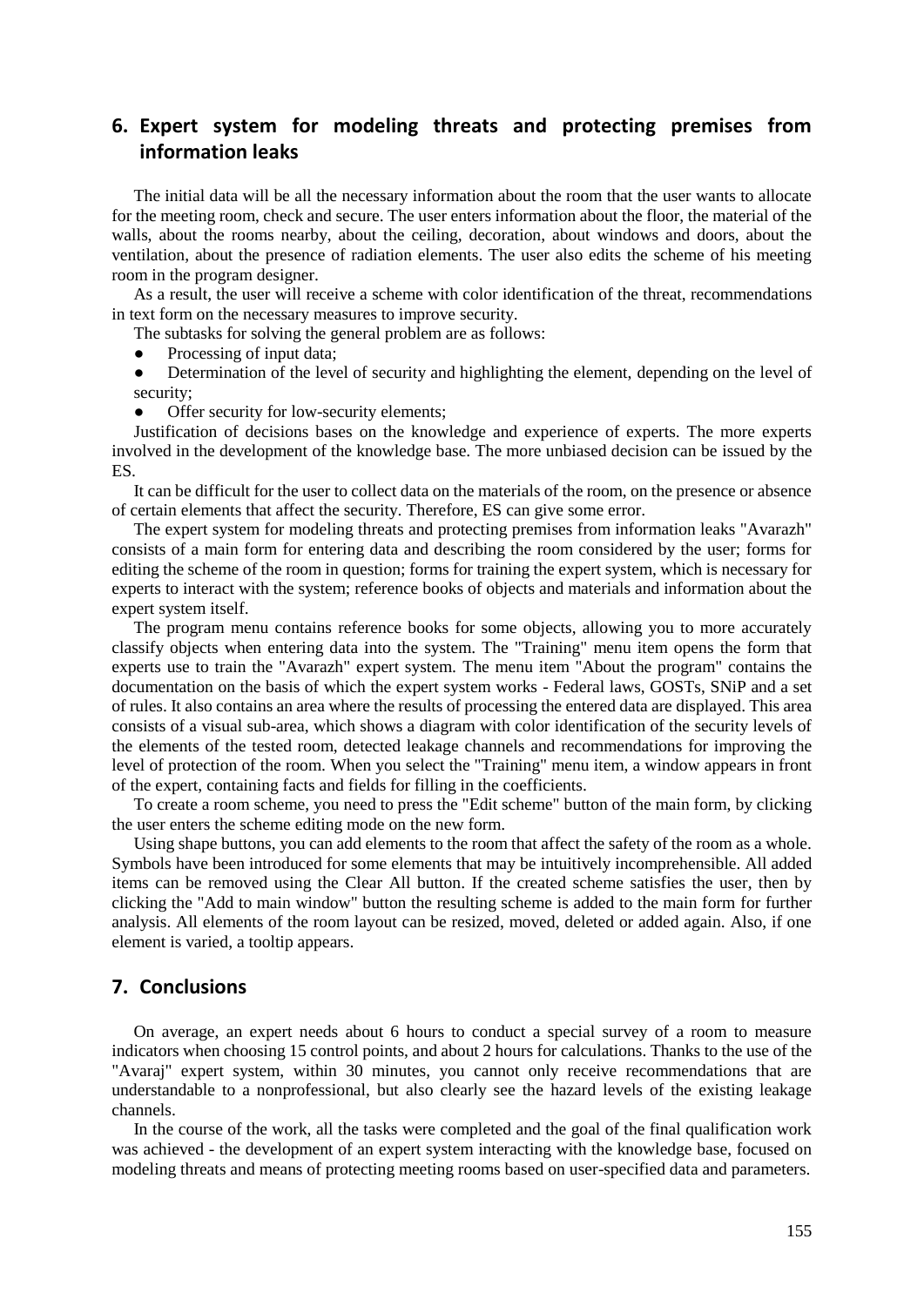## 6. Expert system for modeling threats and protecting premises from information leaks

The initial data will be all the necessary information about the room that the user wants to allocate for the meeting room, check and secure. The user enters information about the floor, the material of the walls, about the rooms nearby, about the ceiling, decoration, about windows and doors, about the ventilation, about the presence of radiation elements. The user also edits the scheme of his meeting room in the program designer.

As a result, the user will receive a scheme with color identification of the threat, recommendations in text form on the necessary measures to improve security.

The subtasks for solving the general problem are as follows:

- Processing of input data;
- Determination of the level of security and highlighting the element, depending on the level of security;
- Offer security for low-security elements;

Justification of decisions bases on the knowledge and experience of experts. The more experts involved in the development of the knowledge base. The more unbiased decision can be issued by the ES.

It can be difficult for the user to collect data on the materials of the room, on the presence or absence of certain elements that affect the security. Therefore, ES can give some error.

The expert system for modeling threats and protecting premises from information leaks "Avarazh" consists of a main form for entering data and describing the room considered by the user; forms for editing the scheme of the room in question; forms for training the expert system, which is necessary for experts to interact with the system; reference books of objects and materials and information about the expert system itself.

The program menu contains reference books for some objects, allowing you to more accurately classify objects when entering data into the system. The "Training" menu item opens the form that experts use to train the "Avarazh" expert system. The menu item "About the program" contains the documentation on the basis of which the expert system works - Federal laws, GOSTs, SNiP and a set of rules. It also contains an area where the results of processing the entered data are displayed. This area consists of a visual sub-area, which shows a diagram with color identification of the security levels of the elements of the tested room, detected leakage channels and recommendations for improving the level of protection of the room. When you select the "Training" menu item, a window appears in front of the expert, containing facts and fields for filling in the coefficients.

To create a room scheme, you need to press the "Edit scheme" button of the main form, by clicking the user enters the scheme editing mode on the new form.

Using shape buttons, you can add elements to the room that affect the safety of the room as a whole. Symbols have been introduced for some elements that may be intuitively incomprehensible. All added items can be removed using the Clear All button. If the created scheme satisfies the user, then by clicking the "Add to main window" button the resulting scheme is added to the main form for further analysis. All elements of the room layout can be resized, moved, deleted or added again. Also, if one element is varied, a tooltip appears.

## 7. Conclusions

On average, an expert needs about 6 hours to conduct a special survey of a room to measure indicators when choosing 15 control points, and about 2 hours for calculations. Thanks to the use of the "Avaraj" expert system, within 30 minutes, you cannot only receive recommendations that are understandable to a nonprofessional, but also clearly see the hazard levels of the existing leakage channels.

In the course of the work, all the tasks were completed and the goal of the final qualification work was achieved - the development of an expert system interacting with the knowledge base, focused on modeling threats and means of protecting meeting rooms based on user-specified data and parameters.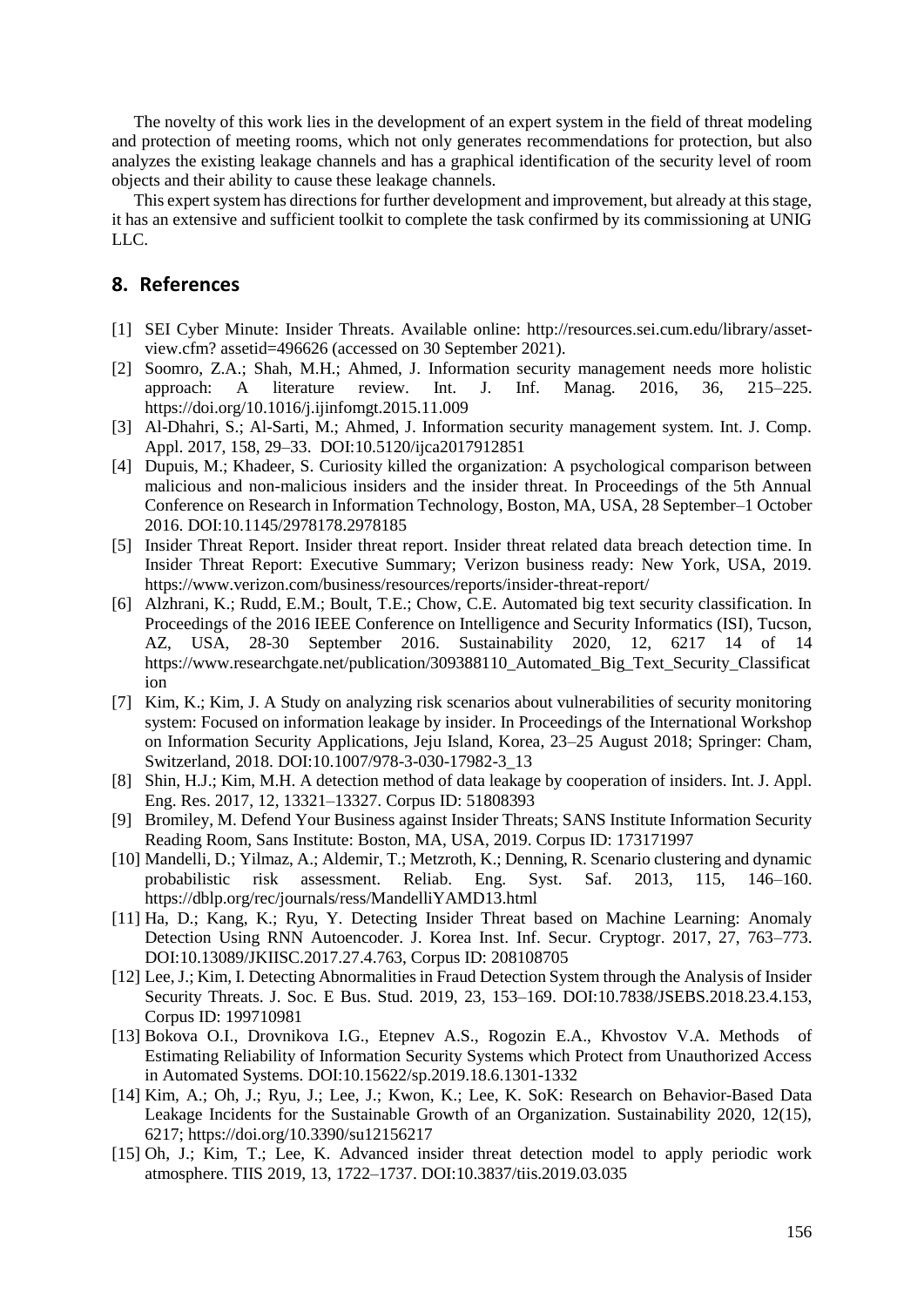The novelty of this work lies in the development of an expert system in the field of threat modeling and protection of meeting rooms, which not only generates recommendations for protection, but also analyzes the existing leakage channels and has a graphical identification of the security level of room objects and their ability to cause these leakage channels.

This expert system has directions for further development and improvement, but already at this stage, it has an extensive and sufficient toolkit to complete the task confirmed by its commissioning at UNIG LLC.

## 8. References

[1] SEI Cyber Minute: Insider Threats. Available online: http://resources.sei.cum.edu/library/asset-view.cfm? assetid=496626 (accessed on 30 September 2021).

[2] Soomro, Z.A.; Shah, M.H.; Ahmed, J. Information security management needs more holistic approach: A literature review. Int. J. Inf. Manag. 2016, 36, 215–225. https://doi.org/10.1016/j.ijinfomgt.2015.11.009

[3] Al-Dhahri, S.; Al-Sarti, M.; Ahmed, J. Information security management system. Int. J. Comp. Appl. 2017, 158, 29–33. DOI:10.5120/ijca2017912851

[4] Dupuis, M.; Khadeer, S. Curiosity killed the organization: A psychological comparison between malicious and non-malicious insiders and the insider threat. In Proceedings of the 5th Annual Conference on Research in Information Technology, Boston, MA, USA, 28 September–1 October 2016. DOI:10.1145/2978178.2978185

[5] Insider Threat Report. Insider threat report. Insider threat related data breach detection time. In Insider Threat Report: Executive Summary; Verizon business ready: New York, USA, 2019. https://www.verizon.com/business/resources/reports/insider-threat-report/

[6] Alzhrani, K.; Rudd, E.M.; Boult, T.E.; Chow, C.E. Automated big text security classification. In Proceedings of the 2016 IEEE Conference on Intelligence and Security Informatics (ISI), Tucson, AZ, USA, 28-30 September 2016. Sustainability 2020, 12, 6217 14 of 14 https://www.researchgate.net/publication/309388110_Automated_Big_Text_Security_Classification

[7] Kim, K.; Kim, J. A Study on analyzing risk scenarios about vulnerabilities of security monitoring system: Focused on information leakage by insider. In Proceedings of the International Workshop on Information Security Applications, Jeju Island, Korea, 23–25 August 2018; Springer: Cham, Switzerland, 2018. DOI:10.1007/978-3-030-17982-3_13

[8] Shin, H.J.; Kim, M.H. A detection method of data leakage by cooperation of insiders. Int. J. Appl. Eng. Res. 2017, 12, 13321–13327. Corpus ID: 51808393

[9] Bromiley, M. Defend Your Business against Insider Threats; SANS Institute Information Security Reading Room, Sans Institute: Boston, MA, USA, 2019. Corpus ID: 173171997

[10] Mandelli, D.; Yilmaz, A.; Aldemir, T.; Metzroth, K.; Denning, R. Scenario clustering and dynamic probabilistic risk assessment. Reliab. Eng. Syst. Saf. 2013, 115, 146–160. https://dblp.org/rec/journals/ress/MandelliYAMD13.html

[11] Ha, D.; Kang, K.; Ryu, Y. Detecting Insider Threat based on Machine Learning: Anomaly Detection Using RNN Autoencoder. J. Korea Inst. Inf. Secur. Cryptogr. 2017, 27, 763–773. DOI:10.13089/JKIISC.2017.27.4.763, Corpus ID: 208108705

[12] Lee, J.; Kim, I. Detecting Abnormalities in Fraud Detection System through the Analysis of Insider Security Threats. J. Soc. E Bus. Stud. 2019, 23, 153–169. DOI:10.7838/JSEBS.2018.23.4.153, Corpus ID: 199710981

[13] Bokova O.I., Drovnikova I.G., Etepnev A.S., Rogozin E.A., Khvostov V.A. Methods of Estimating Reliability of Information Security Systems which Protect from Unauthorized Access in Automated Systems. DOI:10.15622/sp.2019.18.6.1301-1332

[14] Kim, A.; Oh, J.; Ryu, J.; Lee, J.; Kwon, K.; Lee, K. SoK: Research on Behavior-Based Data Leakage Incidents for the Sustainable Growth of an Organization. Sustainability 2020, 12(15), 6217; https://doi.org/10.3390/su12156217

[15] Oh, J.; Kim, T.; Lee, K. Advanced insider threat detection model to apply periodic work atmosphere. TIIS 2019, 13, 1722–1737. DOI:10.3837/tiis.2019.03.035